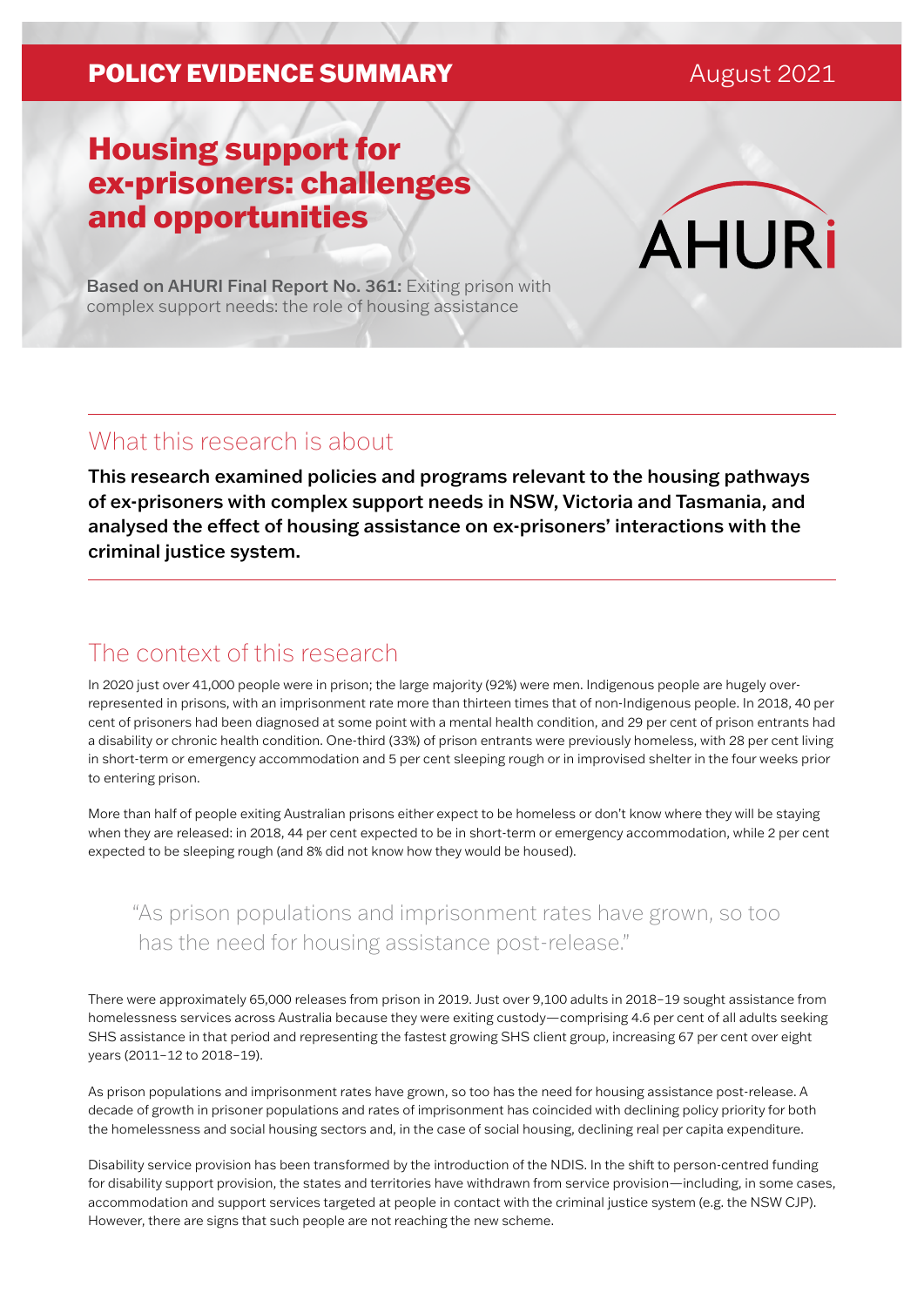POLICY EVIDENCE SUMMARY

August 2021

# Housing support for ex-prisoners: challenges and opportunities

AHURI

**Based on AHURI Final Report No. 361:** Exiting prison with complex support needs: the role of housing assistance

## What this research is about

**This research examined policies and programs relevant to the housing pathways of ex-prisoners with complex support needs in NSW, Victoria and Tasmania, and analysed the effect of housing assistance on ex-prisoners' interactions with the criminal justice system.**

## The context of this research

In 2020 just over 41,000 people were in prison; the large majority (92%) were men. Indigenous people are hugely over-represented in prisons, with an imprisonment rate more than thirteen times that of non-Indigenous people. In 2018, 40 per cent of prisoners had been diagnosed at some point with a mental health condition, and 29 per cent of prison entrants had a disability or chronic health condition. One-third (33%) of prison entrants were previously homeless, with 28 per cent living in short-term or emergency accommodation and 5 per cent sleeping rough or in improvised shelter in the four weeks prior to entering prison.

More than half of people exiting Australian prisons either expect to be homeless or don't know where they will be staying when they are released: in 2018, 44 per cent expected to be in short-term or emergency accommodation, while 2 per cent expected to be sleeping rough (and 8% did not know how they would be housed).

> "As prison populations and imprisonment rates have grown, so too has the need for housing assistance post-release."

There were approximately 65,000 releases from prison in 2019. Just over 9,100 adults in 2018–19 sought assistance from homelessness services across Australia because they were exiting custody—comprising 4.6 per cent of all adults seeking SHS assistance in that period and representing the fastest growing SHS client group, increasing 67 per cent over eight years (2011–12 to 2018–19).

As prison populations and imprisonment rates have grown, so too has the need for housing assistance post-release. A decade of growth in prisoner populations and rates of imprisonment has coincided with declining policy priority for both the homelessness and social housing sectors and, in the case of social housing, declining real per capita expenditure.

Disability service provision has been transformed by the introduction of the NDIS. In the shift to person-centred funding for disability support provision, the states and territories have withdrawn from service provision—including, in some cases, accommodation and support services targeted at people in contact with the criminal justice system (e.g. the NSW CJP). However, there are signs that such people are not reaching the new scheme.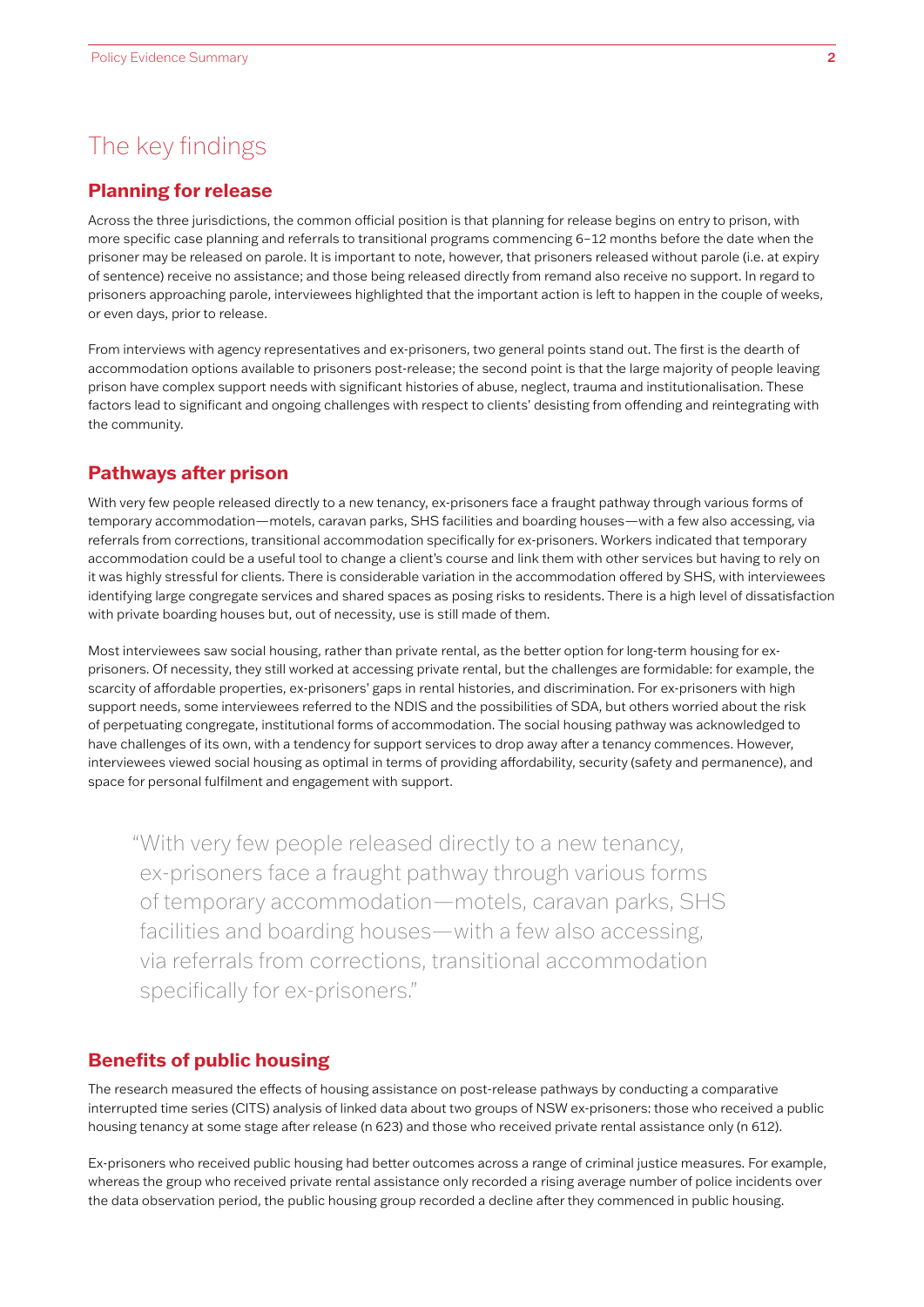# The key findings

## Planning for release

Across the three jurisdictions, the common official position is that planning for release begins on entry to prison, with more specific case planning and referrals to transitional programs commencing 6–12 months before the date when the prisoner may be released on parole. It is important to note, however, that prisoners released without parole (i.e. at expiry of sentence) receive no assistance; and those being released directly from remand also receive no support. In regard to prisoners approaching parole, interviewees highlighted that the important action is left to happen in the couple of weeks, or even days, prior to release.

From interviews with agency representatives and ex-prisoners, two general points stand out. The first is the dearth of accommodation options available to prisoners post-release; the second point is that the large majority of people leaving prison have complex support needs with significant histories of abuse, neglect, trauma and institutionalisation. These factors lead to significant and ongoing challenges with respect to clients' desisting from offending and reintegrating with the community.

## Pathways after prison

With very few people released directly to a new tenancy, ex-prisoners face a fraught pathway through various forms of temporary accommodation—motels, caravan parks, SHS facilities and boarding houses—with a few also accessing, via referrals from corrections, transitional accommodation specifically for ex-prisoners. Workers indicated that temporary accommodation could be a useful tool to change a client's course and link them with other services but having to rely on it was highly stressful for clients. There is considerable variation in the accommodation offered by SHS, with interviewees identifying large congregate services and shared spaces as posing risks to residents. There is a high level of dissatisfaction with private boarding houses but, out of necessity, use is still made of them.

Most interviewees saw social housing, rather than private rental, as the better option for long-term housing for ex-prisoners. Of necessity, they still worked at accessing private rental, but the challenges are formidable: for example, the scarcity of affordable properties, ex-prisoners' gaps in rental histories, and discrimination. For ex-prisoners with high support needs, some interviewees referred to the NDIS and the possibilities of SDA, but others worried about the risk of perpetuating congregate, institutional forms of accommodation. The social housing pathway was acknowledged to have challenges of its own, with a tendency for support services to drop away after a tenancy commences. However, interviewees viewed social housing as optimal in terms of providing affordability, security (safety and permanence), and space for personal fulfilment and engagement with support.

> "With very few people released directly to a new tenancy, ex-prisoners face a fraught pathway through various forms of temporary accommodation—motels, caravan parks, SHS facilities and boarding houses—with a few also accessing, via referrals from corrections, transitional accommodation specifically for ex-prisoners."

## Benefits of public housing

The research measured the effects of housing assistance on post-release pathways by conducting a comparative interrupted time series (CITS) analysis of linked data about two groups of NSW ex-prisoners: those who received a public housing tenancy at some stage after release (n 623) and those who received private rental assistance only (n 612).

Ex-prisoners who received public housing had better outcomes across a range of criminal justice measures. For example, whereas the group who received private rental assistance only recorded a rising average number of police incidents over the data observation period, the public housing group recorded a decline after they commenced in public housing.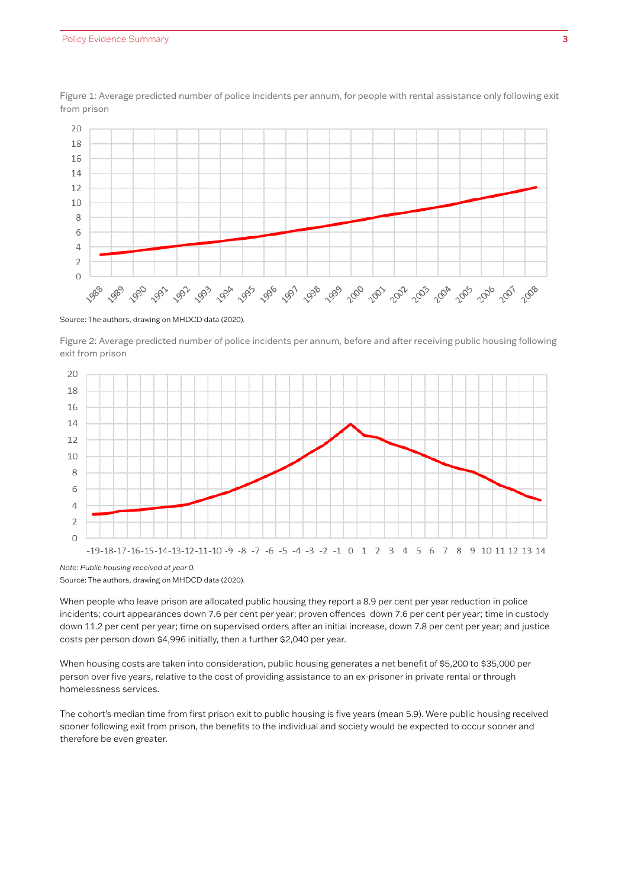Figure 1: Average predicted number of police incidents per annum, for people with rental assistance only following exit from prison

Source: The authors, drawing on MHDCD data (2020).

Figure 2: Average predicted number of police incidents per annum, before and after receiving public housing following exit from prison

*Note: Public housing received at year 0.*

Source: The authors, drawing on MHDCD data (2020).

When people who leave prison are allocated public housing they report a 8.9 per cent per year reduction in police incidents; court appearances down 7.6 per cent per year; proven offences down 7.6 per cent per year; time in custody down 11.2 per cent per year; time on supervised orders after an initial increase, down 7.8 per cent per year; and justice costs per person down $4,996 initially, then a further $2,040 per year.

When housing costs are taken into consideration, public housing generates a net benefit of $5,200 to $35,000 per person over five years, relative to the cost of providing assistance to an ex-prisoner in private rental or through homelessness services.

The cohort's median time from first prison exit to public housing is five years (mean 5.9). Were public housing received sooner following exit from prison, the benefits to the individual and society would be expected to occur sooner and therefore be even greater.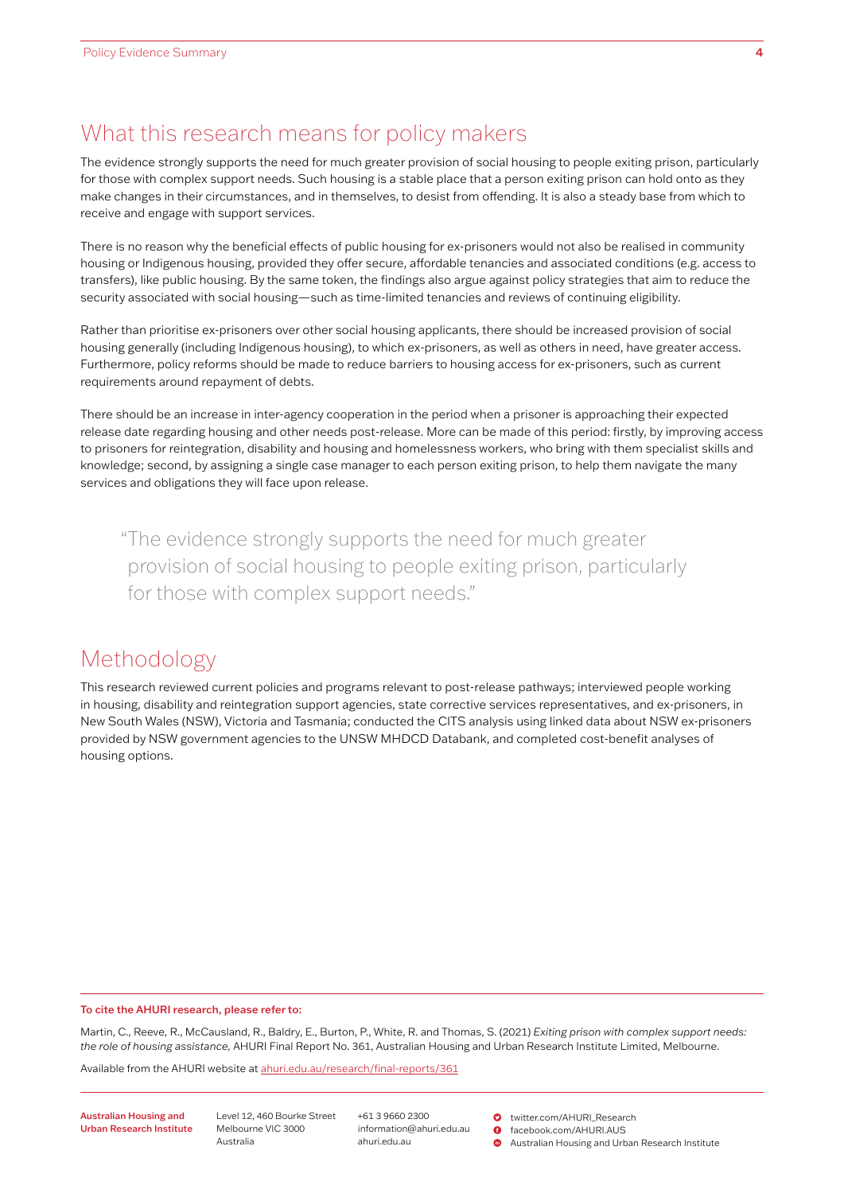## What this research means for policy makers

The evidence strongly supports the need for much greater provision of social housing to people exiting prison, particularly for those with complex support needs. Such housing is a stable place that a person exiting prison can hold onto as they make changes in their circumstances, and in themselves, to desist from offending. It is also a steady base from which to receive and engage with support services.

There is no reason why the beneficial effects of public housing for ex-prisoners would not also be realised in community housing or Indigenous housing, provided they offer secure, affordable tenancies and associated conditions (e.g. access to transfers), like public housing. By the same token, the findings also argue against policy strategies that aim to reduce the security associated with social housing—such as time-limited tenancies and reviews of continuing eligibility.

Rather than prioritise ex-prisoners over other social housing applicants, there should be increased provision of social housing generally (including Indigenous housing), to which ex-prisoners, as well as others in need, have greater access. Furthermore, policy reforms should be made to reduce barriers to housing access for ex-prisoners, such as current requirements around repayment of debts.

There should be an increase in inter-agency cooperation in the period when a prisoner is approaching their expected release date regarding housing and other needs post-release. More can be made of this period: firstly, by improving access to prisoners for reintegration, disability and housing and homelessness workers, who bring with them specialist skills and knowledge; second, by assigning a single case manager to each person exiting prison, to help them navigate the many services and obligations they will face upon release.

> "The evidence strongly supports the need for much greater provision of social housing to people exiting prison, particularly for those with complex support needs."

## Methodology

This research reviewed current policies and programs relevant to post-release pathways; interviewed people working in housing, disability and reintegration support agencies, state corrective services representatives, and ex-prisoners, in New South Wales (NSW), Victoria and Tasmania; conducted the CITS analysis using linked data about NSW ex-prisoners provided by NSW government agencies to the UNSW MHDCD Databank, and completed cost-benefit analyses of housing options.

**To cite the AHURI research, please refer to:**

Martin, C., Reeve, R., McCausland, R., Baldry, E., Burton, P., White, R. and Thomas, S. (2021) *Exiting prison with complex support needs: the role of housing assistance,* AHURI Final Report No. 361, Australian Housing and Urban Research Institute Limited, Melbourne.

Available from the AHURI website at ahuri.edu.au/research/final-reports/361

**Australian Housing and Urban Research Institute**

Level 12, 460 Bourke Street
Melbourne VIC 3000
Australia

+61 3 9660 2300
information@ahuri.edu.au
ahuri.edu.au

twitter.com/AHURI_Research
facebook.com/AHURI.AUS
Australian Housing and Urban Research Institute